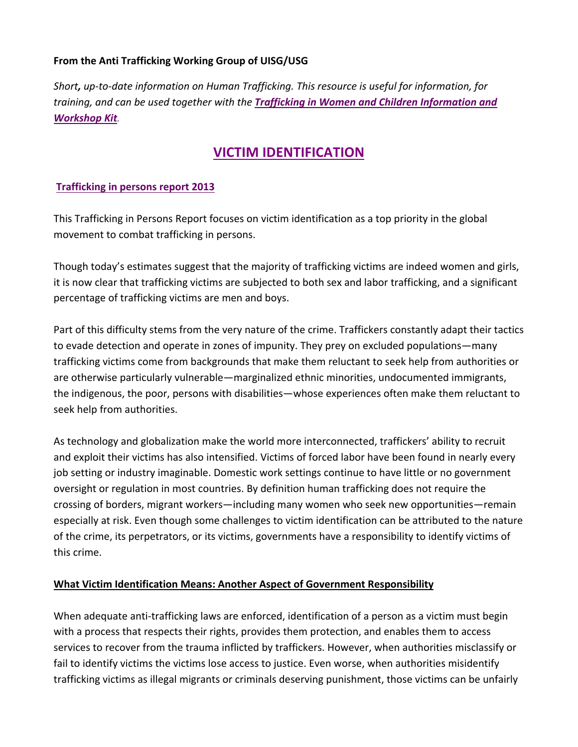**From the Anti Trafficking Working Group of UISG/USG**

*Short**,** up-to-date information on Human Trafficking. This resource is useful for information, for training, and can be used together with the **Trafficking in Women and Children Information and Workshop Kit**.*

# VICTIM IDENTIFICATION

## Trafficking in persons report 2013

This Trafficking in Persons Report focuses on victim identification as a top priority in the global movement to combat trafficking in persons.

Though today's estimates suggest that the majority of trafficking victims are indeed women and girls, it is now clear that trafficking victims are subjected to both sex and labor trafficking, and a significant percentage of trafficking victims are men and boys.

Part of this difficulty stems from the very nature of the crime. Traffickers constantly adapt their tactics to evade detection and operate in zones of impunity. They prey on excluded populations—many trafficking victims come from backgrounds that make them reluctant to seek help from authorities or are otherwise particularly vulnerable—marginalized ethnic minorities, undocumented immigrants, the indigenous, the poor, persons with disabilities—whose experiences often make them reluctant to seek help from authorities.

As technology and globalization make the world more interconnected, traffickers' ability to recruit and exploit their victims has also intensified. Victims of forced labor have been found in nearly every job setting or industry imaginable. Domestic work settings continue to have little or no government oversight or regulation in most countries. By definition human trafficking does not require the crossing of borders, migrant workers—including many women who seek new opportunities—remain especially at risk. Even though some challenges to victim identification can be attributed to the nature of the crime, its perpetrators, or its victims, governments have a responsibility to identify victims of this crime.

### What Victim Identification Means: Another Aspect of Government Responsibility

When adequate anti-trafficking laws are enforced, identification of a person as a victim must begin with a process that respects their rights, provides them protection, and enables them to access services to recover from the trauma inflicted by traffickers. However, when authorities misclassify or fail to identify victims the victims lose access to justice. Even worse, when authorities misidentify trafficking victims as illegal migrants or criminals deserving punishment, those victims can be unfairly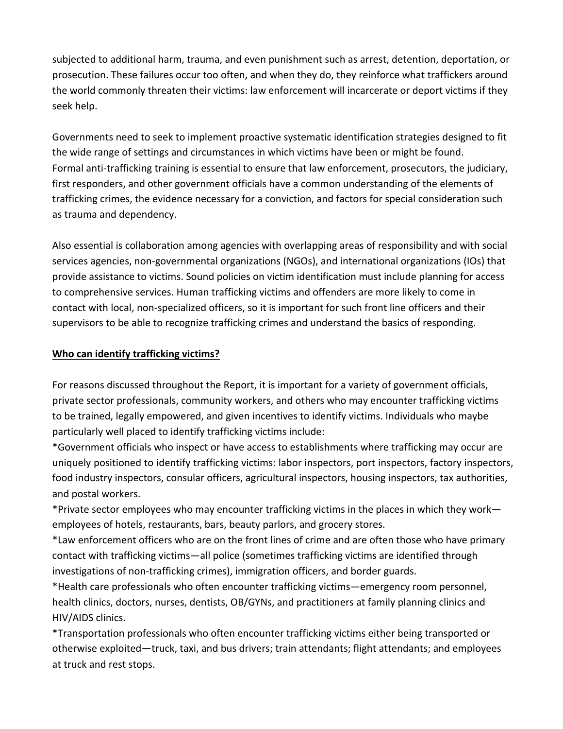subjected to additional harm, trauma, and even punishment such as arrest, detention, deportation, or prosecution. These failures occur too often, and when they do, they reinforce what traffickers around the world commonly threaten their victims: law enforcement will incarcerate or deport victims if they seek help.

Governments need to seek to implement proactive systematic identification strategies designed to fit the wide range of settings and circumstances in which victims have been or might be found. Formal anti-trafficking training is essential to ensure that law enforcement, prosecutors, the judiciary, first responders, and other government officials have a common understanding of the elements of trafficking crimes, the evidence necessary for a conviction, and factors for special consideration such as trauma and dependency.

Also essential is collaboration among agencies with overlapping areas of responsibility and with social services agencies, non-governmental organizations (NGOs), and international organizations (IOs) that provide assistance to victims. Sound policies on victim identification must include planning for access to comprehensive services. Human trafficking victims and offenders are more likely to come in contact with local, non-specialized officers, so it is important for such front line officers and their supervisors to be able to recognize trafficking crimes and understand the basics of responding.

**Who can identify trafficking victims?**

For reasons discussed throughout the Report, it is important for a variety of government officials, private sector professionals, community workers, and others who may encounter trafficking victims to be trained, legally empowered, and given incentives to identify victims. Individuals who maybe particularly well placed to identify trafficking victims include:

*Government officials who inspect or have access to establishments where trafficking may occur are uniquely positioned to identify trafficking victims: labor inspectors, port inspectors, factory inspectors, food industry inspectors, consular officers, agricultural inspectors, housing inspectors, tax authorities, and postal workers.

*Private sector employees who may encounter trafficking victims in the places in which they work—employees of hotels, restaurants, bars, beauty parlors, and grocery stores.

*Law enforcement officers who are on the front lines of crime and are often those who have primary contact with trafficking victims—all police (sometimes trafficking victims are identified through investigations of non-trafficking crimes), immigration officers, and border guards.

*Health care professionals who often encounter trafficking victims—emergency room personnel, health clinics, doctors, nurses, dentists, OB/GYNs, and practitioners at family planning clinics and HIV/AIDS clinics.

*Transportation professionals who often encounter trafficking victims either being transported or otherwise exploited—truck, taxi, and bus drivers; train attendants; flight attendants; and employees at truck and rest stops.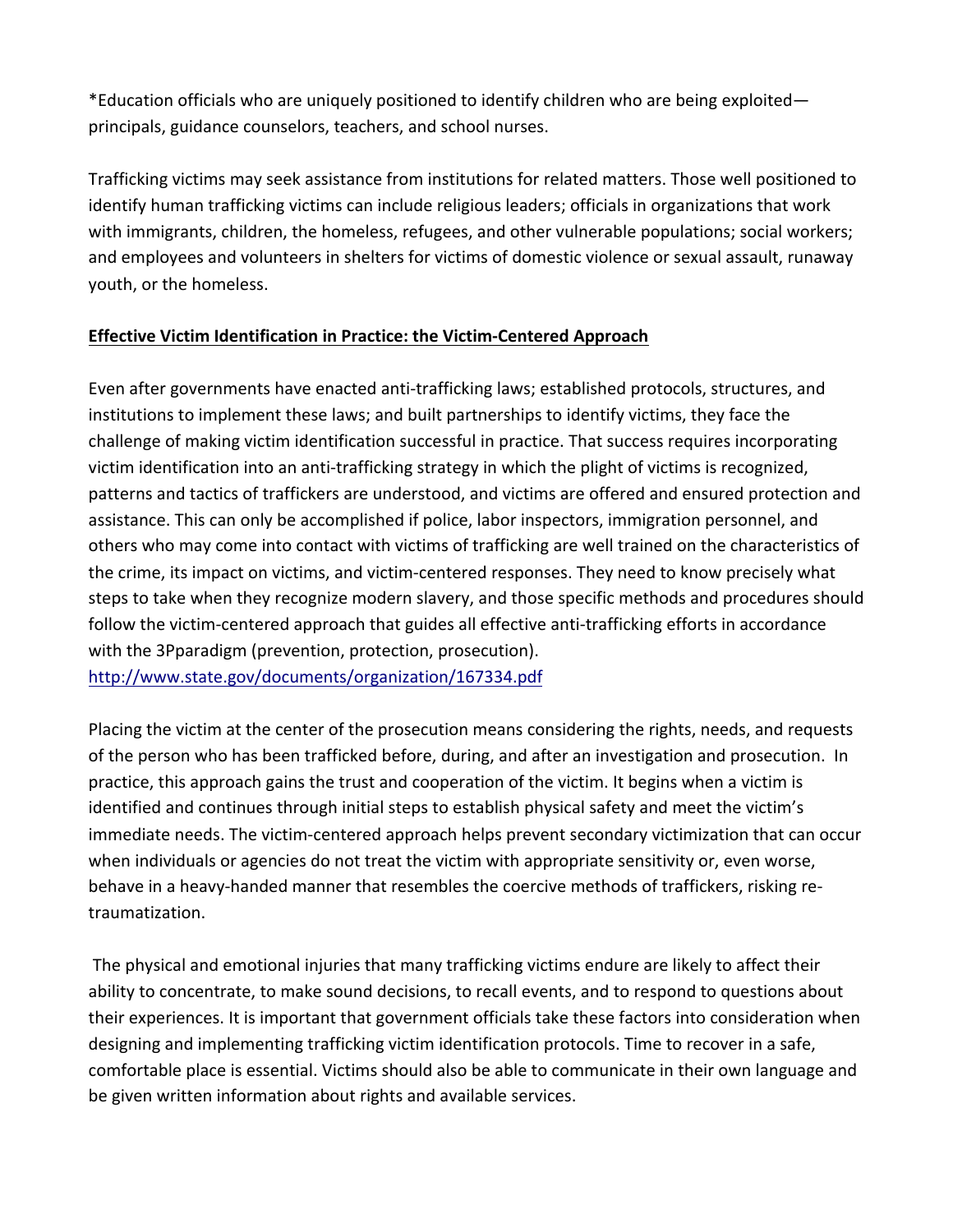*Education officials who are uniquely positioned to identify children who are being exploited—principals, guidance counselors, teachers, and school nurses.

Trafficking victims may seek assistance from institutions for related matters. Those well positioned to identify human trafficking victims can include religious leaders; officials in organizations that work with immigrants, children, the homeless, refugees, and other vulnerable populations; social workers; and employees and volunteers in shelters for victims of domestic violence or sexual assault, runaway youth, or the homeless.

**Effective Victim Identification in Practice: the Victim-Centered Approach**

Even after governments have enacted anti-trafficking laws; established protocols, structures, and institutions to implement these laws; and built partnerships to identify victims, they face the challenge of making victim identification successful in practice. That success requires incorporating victim identification into an anti-trafficking strategy in which the plight of victims is recognized, patterns and tactics of traffickers are understood, and victims are offered and ensured protection and assistance. This can only be accomplished if police, labor inspectors, immigration personnel, and others who may come into contact with victims of trafficking are well trained on the characteristics of the crime, its impact on victims, and victim-centered responses. They need to know precisely what steps to take when they recognize modern slavery, and those specific methods and procedures should follow the victim-centered approach that guides all effective anti-trafficking efforts in accordance with the 3Pparadigm (prevention, protection, prosecution).
http://www.state.gov/documents/organization/167334.pdf

Placing the victim at the center of the prosecution means considering the rights, needs, and requests of the person who has been trafficked before, during, and after an investigation and prosecution. In practice, this approach gains the trust and cooperation of the victim. It begins when a victim is identified and continues through initial steps to establish physical safety and meet the victim's immediate needs. The victim-centered approach helps prevent secondary victimization that can occur when individuals or agencies do not treat the victim with appropriate sensitivity or, even worse, behave in a heavy-handed manner that resembles the coercive methods of traffickers, risking re-traumatization.

The physical and emotional injuries that many trafficking victims endure are likely to affect their ability to concentrate, to make sound decisions, to recall events, and to respond to questions about their experiences. It is important that government officials take these factors into consideration when designing and implementing trafficking victim identification protocols. Time to recover in a safe, comfortable place is essential. Victims should also be able to communicate in their own language and be given written information about rights and available services.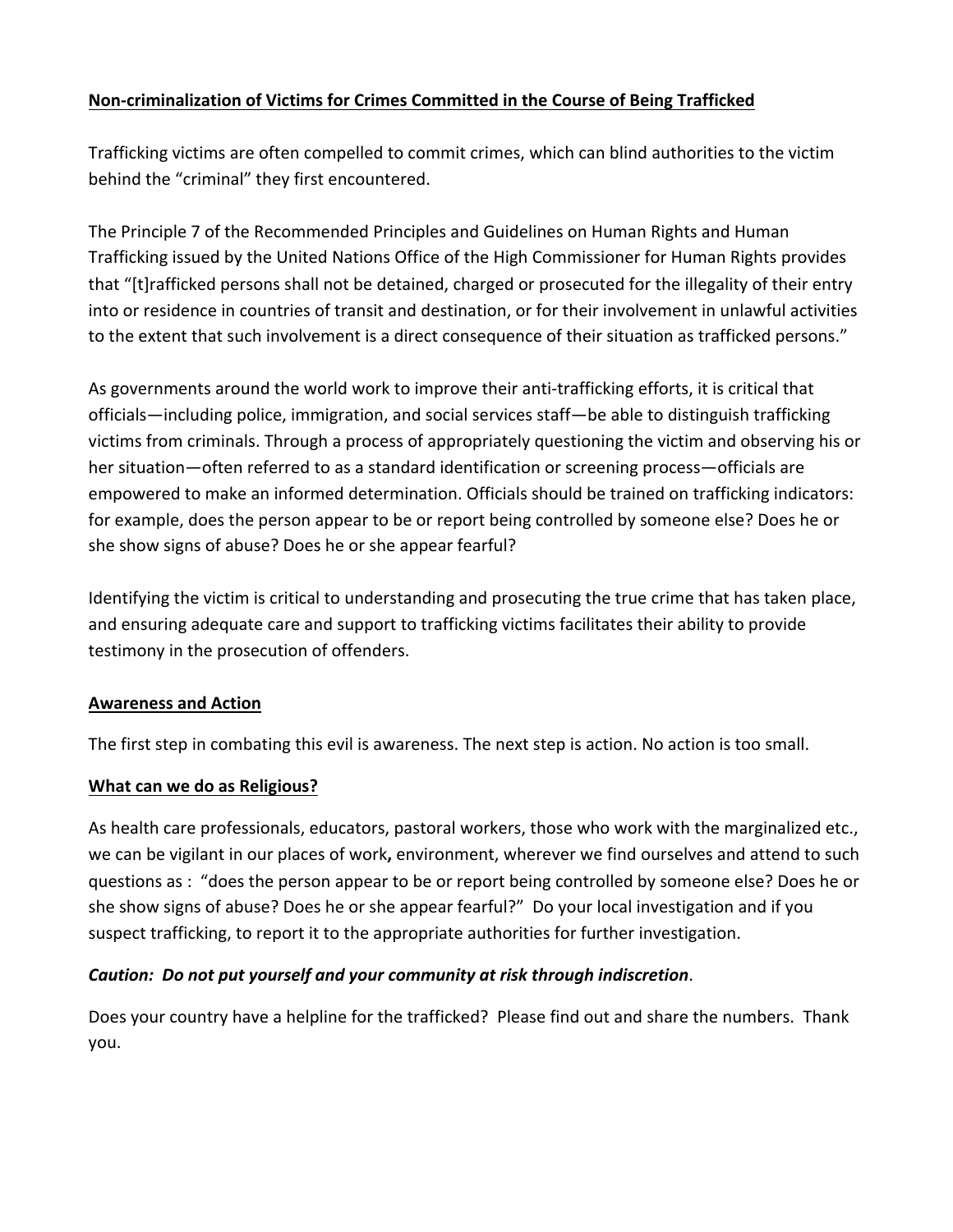**Non-criminalization of Victims for Crimes Committed in the Course of Being Trafficked**

Trafficking victims are often compelled to commit crimes, which can blind authorities to the victim behind the "criminal" they first encountered.

The Principle 7 of the Recommended Principles and Guidelines on Human Rights and Human Trafficking issued by the United Nations Office of the High Commissioner for Human Rights provides that "[t]rafficked persons shall not be detained, charged or prosecuted for the illegality of their entry into or residence in countries of transit and destination, or for their involvement in unlawful activities to the extent that such involvement is a direct consequence of their situation as trafficked persons."

As governments around the world work to improve their anti-trafficking efforts, it is critical that officials—including police, immigration, and social services staff—be able to distinguish trafficking victims from criminals. Through a process of appropriately questioning the victim and observing his or her situation—often referred to as a standard identification or screening process—officials are empowered to make an informed determination. Officials should be trained on trafficking indicators: for example, does the person appear to be or report being controlled by someone else? Does he or she show signs of abuse? Does he or she appear fearful?

Identifying the victim is critical to understanding and prosecuting the true crime that has taken place, and ensuring adequate care and support to trafficking victims facilitates their ability to provide testimony in the prosecution of offenders.

**Awareness and Action**

The first step in combating this evil is awareness. The next step is action. No action is too small.

**What can we do as Religious?**

As health care professionals, educators, pastoral workers, those who work with the marginalized etc., we can be vigilant in our places of work**,** environment, wherever we find ourselves and attend to such questions as : "does the person appear to be or report being controlled by someone else? Does he or she show signs of abuse? Does he or she appear fearful?" Do your local investigation and if you suspect trafficking, to report it to the appropriate authorities for further investigation.

***Caution: Do not put yourself and your community at risk through indiscretion***.

Does your country have a helpline for the trafficked? Please find out and share the numbers. Thank you.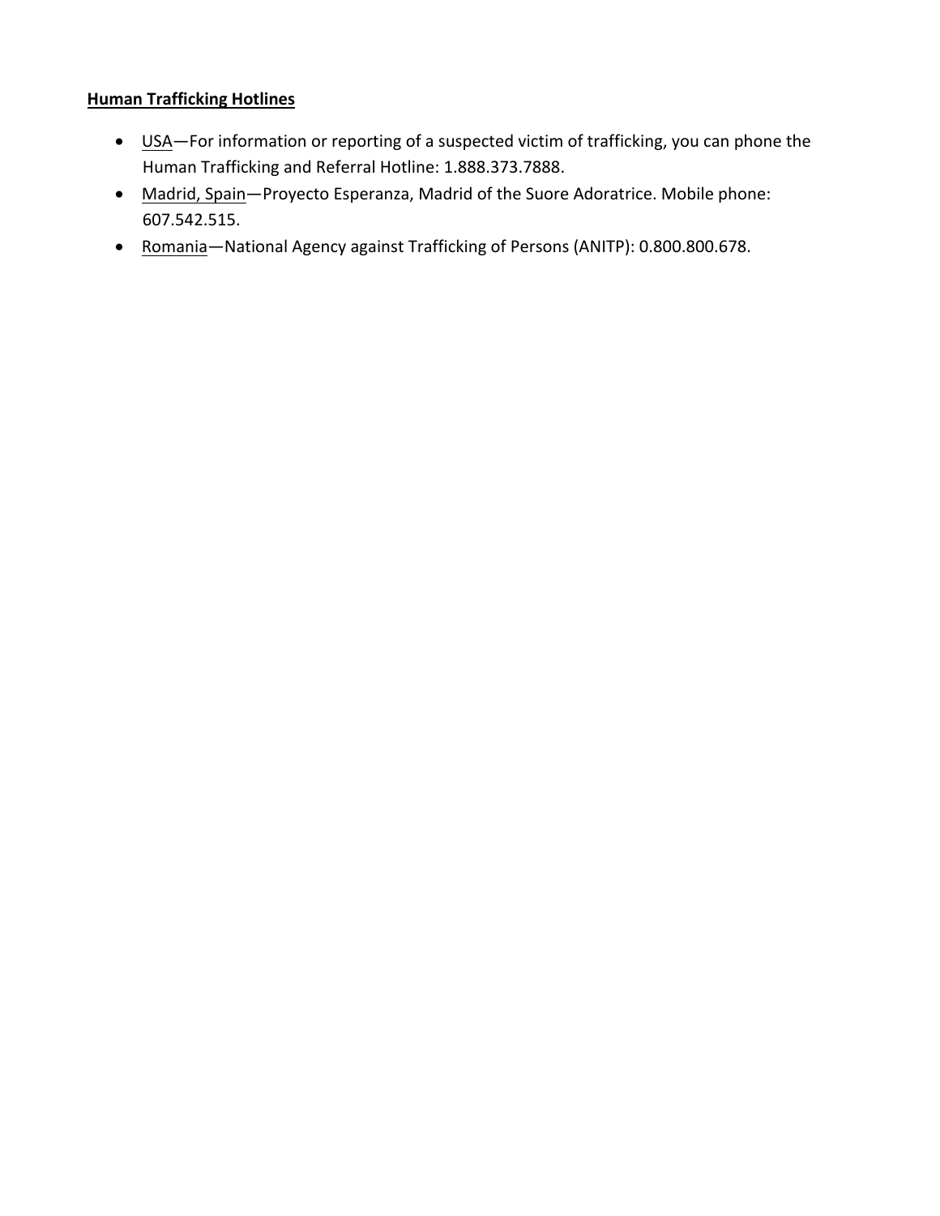**Human Trafficking Hotlines**

- USA—For information or reporting of a suspected victim of trafficking, you can phone the Human Trafficking and Referral Hotline: 1.888.373.7888.
- Madrid, Spain—Proyecto Esperanza, Madrid of the Suore Adoratrice. Mobile phone: 607.542.515.
- Romania—National Agency against Trafficking of Persons (ANITP): 0.800.800.678.